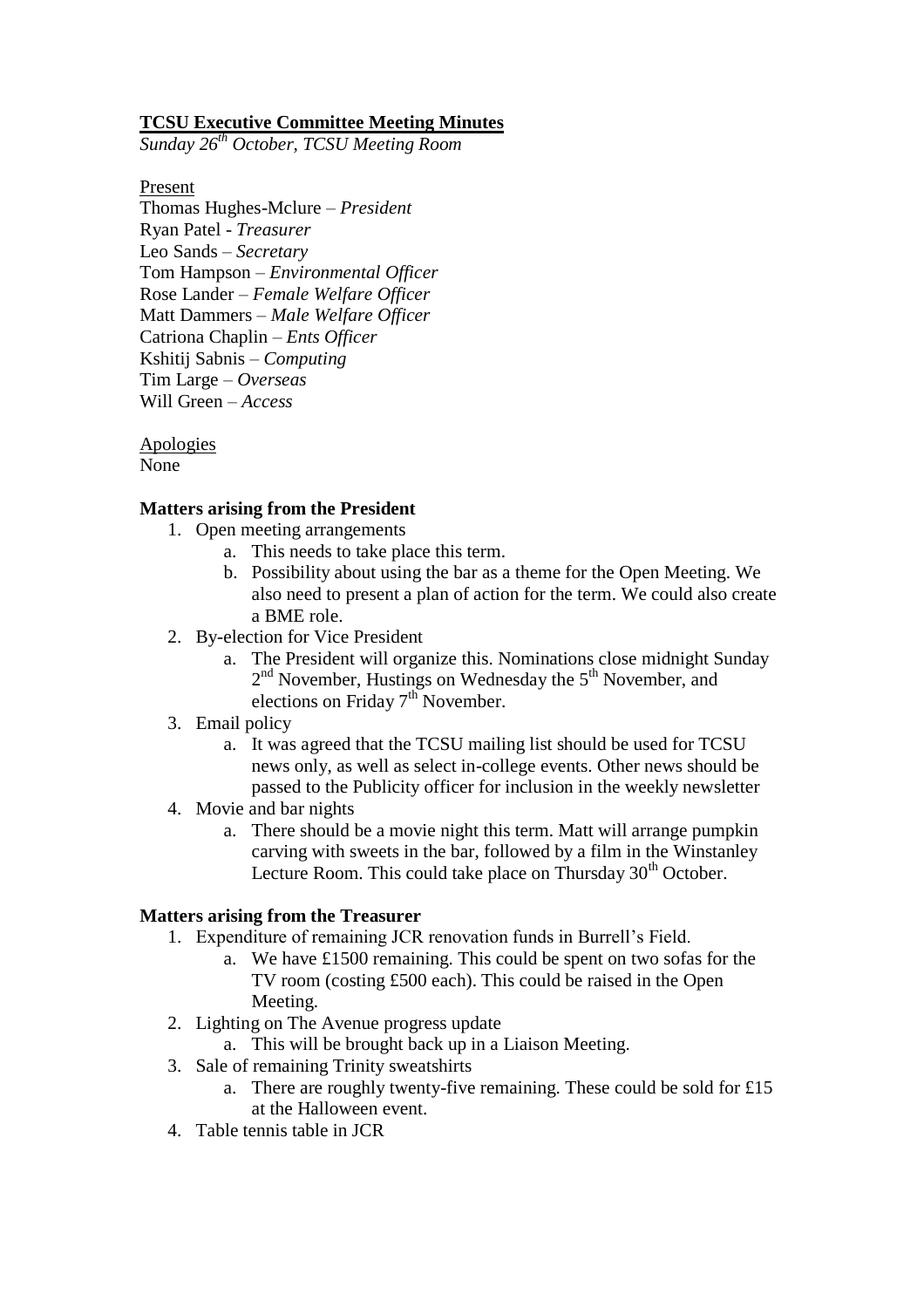**<u>TCSU Executive Committee Meeting Minutes</u>**

*Sunday 26th October, TCSU Meeting Room*

<u>Present</u>

Thomas Hughes-Mclure – *President*
Ryan Patel - *Treasurer*
Leo Sands – *Secretary*
Tom Hampson – *Environmental Officer*
Rose Lander – *Female Welfare Officer*
Matt Dammers – *Male Welfare Officer*
Catriona Chaplin – *Ents Officer*
Kshitij Sabnis – *Computing*
Tim Large – *Overseas*
Will Green – *Access*

<u>Apologies</u>

None

**Matters arising from the President**

1. Open meeting arrangements
   a. This needs to take place this term.
   b. Possibility about using the bar as a theme for the Open Meeting. We also need to present a plan of action for the term. We could also create a BME role.
2. By-election for Vice President
   a. The President will organize this. Nominations close midnight Sunday 2nd November, Hustings on Wednesday the 5th November, and elections on Friday 7th November.
3. Email policy
   a. It was agreed that the TCSU mailing list should be used for TCSU news only, as well as select in-college events. Other news should be passed to the Publicity officer for inclusion in the weekly newsletter
4. Movie and bar nights
   a. There should be a movie night this term. Matt will arrange pumpkin carving with sweets in the bar, followed by a film in the Winstanley Lecture Room. This could take place on Thursday 30th October.

**Matters arising from the Treasurer**

1. Expenditure of remaining JCR renovation funds in Burrell's Field.
   a. We have £1500 remaining. This could be spent on two sofas for the TV room (costing £500 each). This could be raised in the Open Meeting.
2. Lighting on The Avenue progress update
   a. This will be brought back up in a Liaison Meeting.
3. Sale of remaining Trinity sweatshirts
   a. There are roughly twenty-five remaining. These could be sold for £15 at the Halloween event.
4. Table tennis table in JCR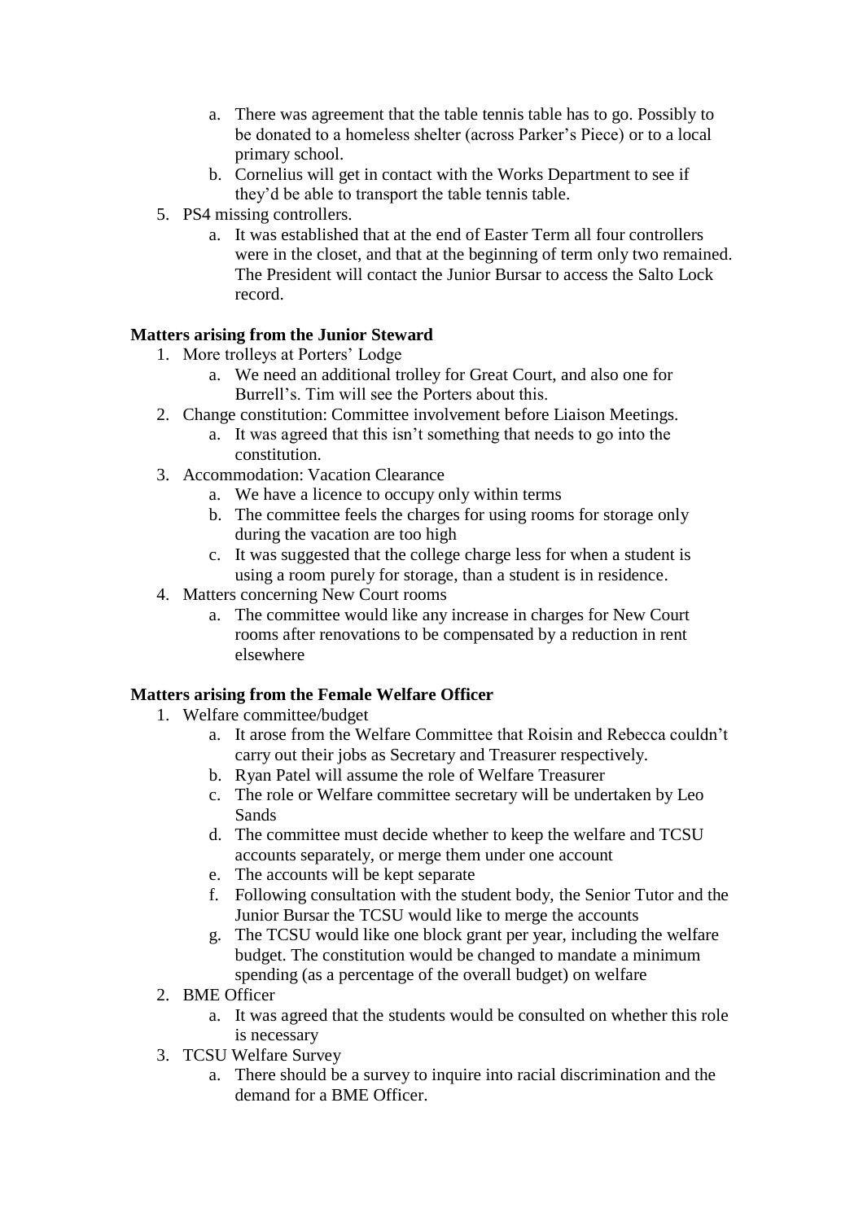a. There was agreement that the table tennis table has to go. Possibly to be donated to a homeless shelter (across Parker's Piece) or to a local primary school.
   b. Cornelius will get in contact with the Works Department to see if they'd be able to transport the table tennis table.
5. PS4 missing controllers.
   a. It was established that at the end of Easter Term all four controllers were in the closet, and that at the beginning of term only two remained. The President will contact the Junior Bursar to access the Salto Lock record.

**Matters arising from the Junior Steward**

1. More trolleys at Porters' Lodge
   a. We need an additional trolley for Great Court, and also one for Burrell's. Tim will see the Porters about this.
2. Change constitution: Committee involvement before Liaison Meetings.
   a. It was agreed that this isn't something that needs to go into the constitution.
3. Accommodation: Vacation Clearance
   a. We have a licence to occupy only within terms
   b. The committee feels the charges for using rooms for storage only during the vacation are too high
   c. It was suggested that the college charge less for when a student is using a room purely for storage, than a student is in residence.
4. Matters concerning New Court rooms
   a. The committee would like any increase in charges for New Court rooms after renovations to be compensated by a reduction in rent elsewhere

**Matters arising from the Female Welfare Officer**

1. Welfare committee/budget
   a. It arose from the Welfare Committee that Roisin and Rebecca couldn't carry out their jobs as Secretary and Treasurer respectively.
   b. Ryan Patel will assume the role of Welfare Treasurer
   c. The role or Welfare committee secretary will be undertaken by Leo Sands
   d. The committee must decide whether to keep the welfare and TCSU accounts separately, or merge them under one account
   e. The accounts will be kept separate
   f. Following consultation with the student body, the Senior Tutor and the Junior Bursar the TCSU would like to merge the accounts
   g. The TCSU would like one block grant per year, including the welfare budget. The constitution would be changed to mandate a minimum spending (as a percentage of the overall budget) on welfare
2. BME Officer
   a. It was agreed that the students would be consulted on whether this role is necessary
3. TCSU Welfare Survey
   a. There should be a survey to inquire into racial discrimination and the demand for a BME Officer.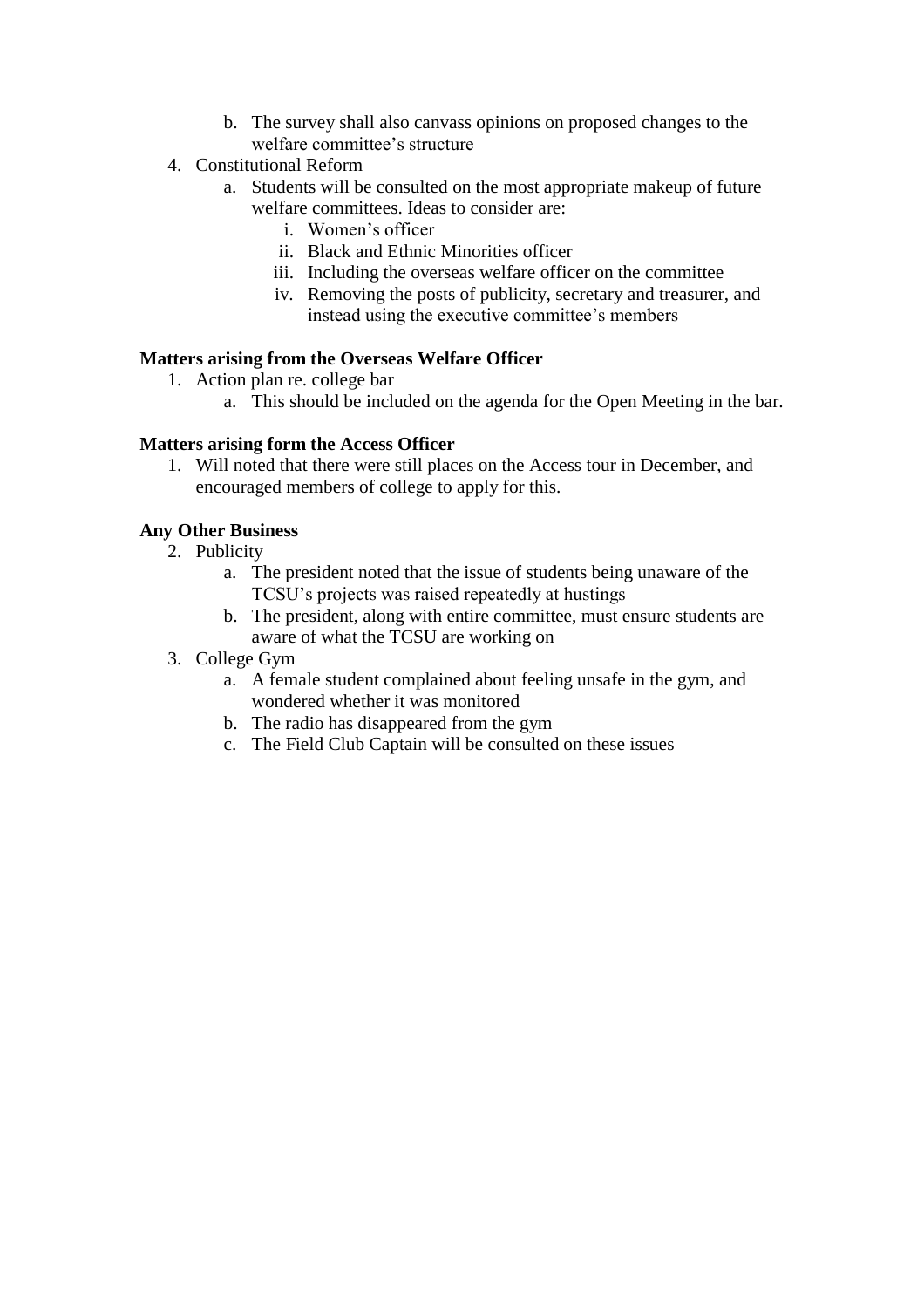b. The survey shall also canvass opinions on proposed changes to the welfare committee's structure

4. Constitutional Reform
   a. Students will be consulted on the most appropriate makeup of future welfare committees. Ideas to consider are:
      i. Women's officer
      ii. Black and Ethnic Minorities officer
      iii. Including the overseas welfare officer on the committee
      iv. Removing the posts of publicity, secretary and treasurer, and instead using the executive committee's members

**Matters arising from the Overseas Welfare Officer**

1. Action plan re. college bar
   a. This should be included on the agenda for the Open Meeting in the bar.

**Matters arising form the Access Officer**

1. Will noted that there were still places on the Access tour in December, and encouraged members of college to apply for this.

**Any Other Business**

2. Publicity
   a. The president noted that the issue of students being unaware of the TCSU's projects was raised repeatedly at hustings
   b. The president, along with entire committee, must ensure students are aware of what the TCSU are working on
3. College Gym
   a. A female student complained about feeling unsafe in the gym, and wondered whether it was monitored
   b. The radio has disappeared from the gym
   c. The Field Club Captain will be consulted on these issues